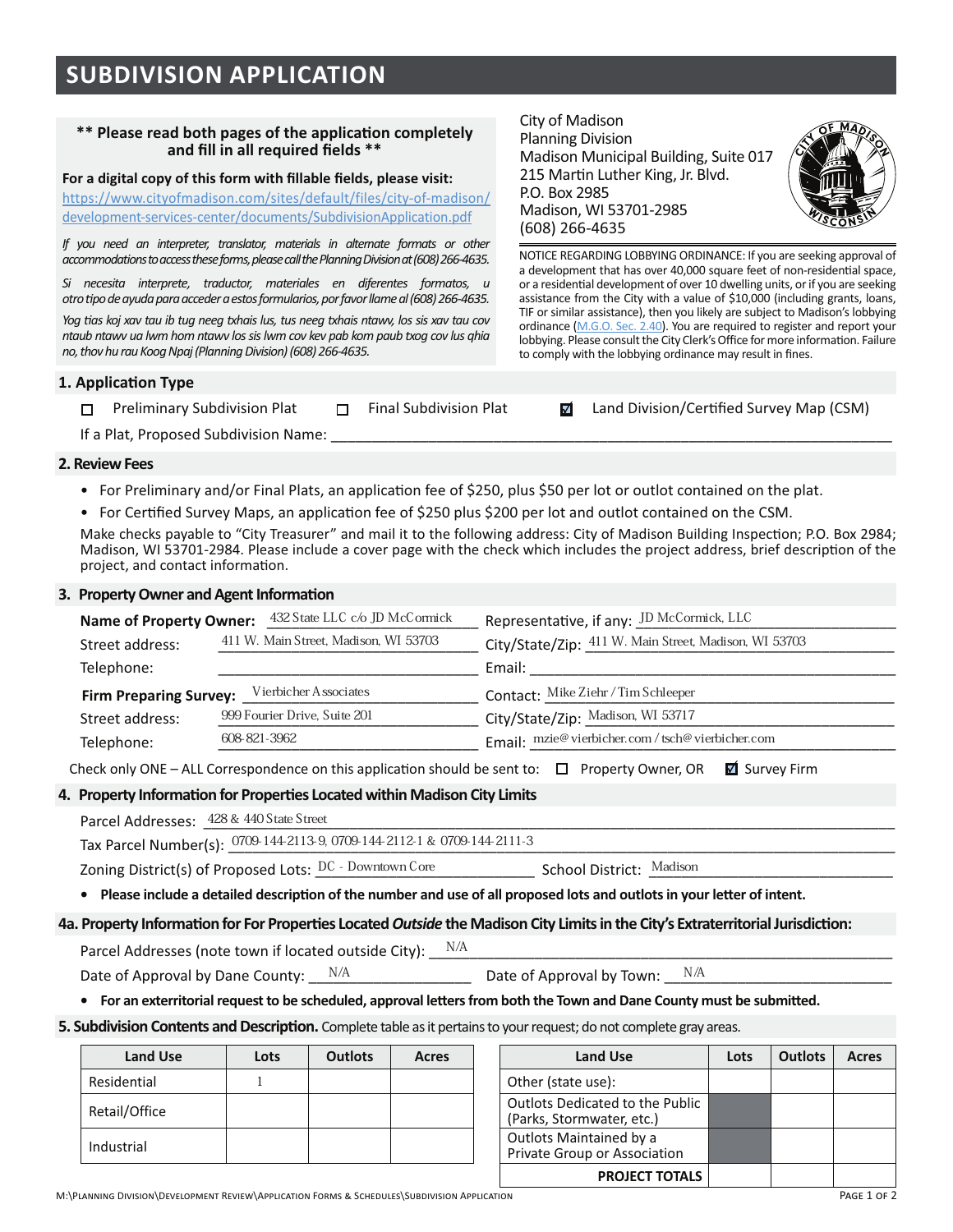# SUBDIVISION APPLICATION

**\*\* Please read both pages of the application completely and fill in all required fields \*\***

**For a digital copy of this form with fillable fields, please visit:**
https://www.cityofmadison.com/sites/default/files/city-of-madison/development-services-center/documents/SubdivisionApplication.pdf

*If you need an interpreter, translator, materials in alternate formats or other accommodations to access these forms, please call the Planning Division at (608) 266-4635.*

*Si necesita interprete, traductor, materiales en diferentes formatos, u otro tipo de ayuda para acceder a estos formularios, por favor llame al (608) 266-4635.*

*Yog tias koj xav tau ib tug neeg txhais lus, tus neeg txhais ntawv, los sis xav tau cov ntaub ntawv ua lwm hom ntawv los sis lwm cov kev pab kom paub txog cov lus qhia no, thov hu rau Koog Npaj (Planning Division) (608) 266-4635.*

City of Madison
Planning Division
Madison Municipal Building, Suite 017
215 Martin Luther King, Jr. Blvd.
P.O. Box 2985
Madison, WI 53701-2985
(608) 266-4635

NOTICE REGARDING LOBBYING ORDINANCE: If you are seeking approval of a development that has over 40,000 square feet of non-residential space, or a residential development of over 10 dwelling units, or if you are seeking assistance from the City with a value of $10,000 (including grants, loans, TIF or similar assistance), then you likely are subject to Madison's lobbying ordinance (M.G.O. Sec. 2.40). You are required to register and report your lobbying. Please consult the City Clerk's Office for more information. Failure to comply with the lobbying ordinance may result in fines.

## 1. Application Type

☐ Preliminary Subdivision Plat ☐ Final Subdivision Plat ☑ Land Division/Certified Survey Map (CSM)

If a Plat, Proposed Subdivision Name: ______

## 2. Review Fees

- For Preliminary and/or Final Plats, an application fee of $250, plus $50 per lot or outlot contained on the plat.
- For Certified Survey Maps, an application fee of $250 plus $200 per lot and outlot contained on the CSM.

Make checks payable to "City Treasurer" and mail it to the following address: City of Madison Building Inspection; P.O. Box 2984; Madison, WI 53701-2984. Please include a cover page with the check which includes the project address, brief description of the project, and contact information.

## 3. Property Owner and Agent Information

**Name of Property Owner:** 432 State LLC c/o JD McCormick
Representative, if any: JD McCormick, LLC
Street address: 411 W. Main Street, Madison, WI 53703
City/State/Zip: 411 W. Main Street, Madison, WI 53703
Telephone: ______
Email: ______

**Firm Preparing Survey:** Vierbicher Associates
Contact: Mike Ziehr / Tim Schleeper
Street address: 999 Fourier Drive, Suite 201
City/State/Zip: Madison, WI 53717
Telephone: 608-821-3962
Email: mzie@vierbicher.com / tsch@vierbicher.com

Check only ONE – ALL Correspondence on this application should be sent to: ☐ Property Owner, OR ☑ Survey Firm

## 4. Property Information for Properties Located within Madison City Limits

Parcel Addresses: 428 & 440 State Street
Tax Parcel Number(s): 0709-144-2113-9, 0709-144-2112-1 & 0709-144-2111-3
Zoning District(s) of Proposed Lots: DC - Downtown Core
School District: Madison

- **Please include a detailed description of the number and use of all proposed lots and outlots in your letter of intent.**

## 4a. Property Information for For Properties Located *Outside* the Madison City Limits in the City's Extraterritorial Jurisdiction:

Parcel Addresses (note town if located outside City): N/A
Date of Approval by Dane County: N/A
Date of Approval by Town: N/A

- **For an exterritorial request to be scheduled, approval letters from both the Town and Dane County must be submitted.**

## 5. Subdivision Contents and Description.

Complete table as it pertains to your request; do not complete gray areas.

| Land Use | Lots | Outlots | Acres |
|---|---|---|---|
| Residential | 1 | | |
| Retail/Office | | | |
| Industrial | | | |

| Land Use | Lots | Outlots | Acres |
|---|---|---|---|
| Other (state use): | | | |
| Outlots Dedicated to the Public (Parks, Stormwater, etc.) | | | |
| Outlots Maintained by a Private Group or Association | | | |
| **PROJECT TOTALS** | | | |

M:\Planning Division\Development Review\Application Forms & Schedules\Subdivision Application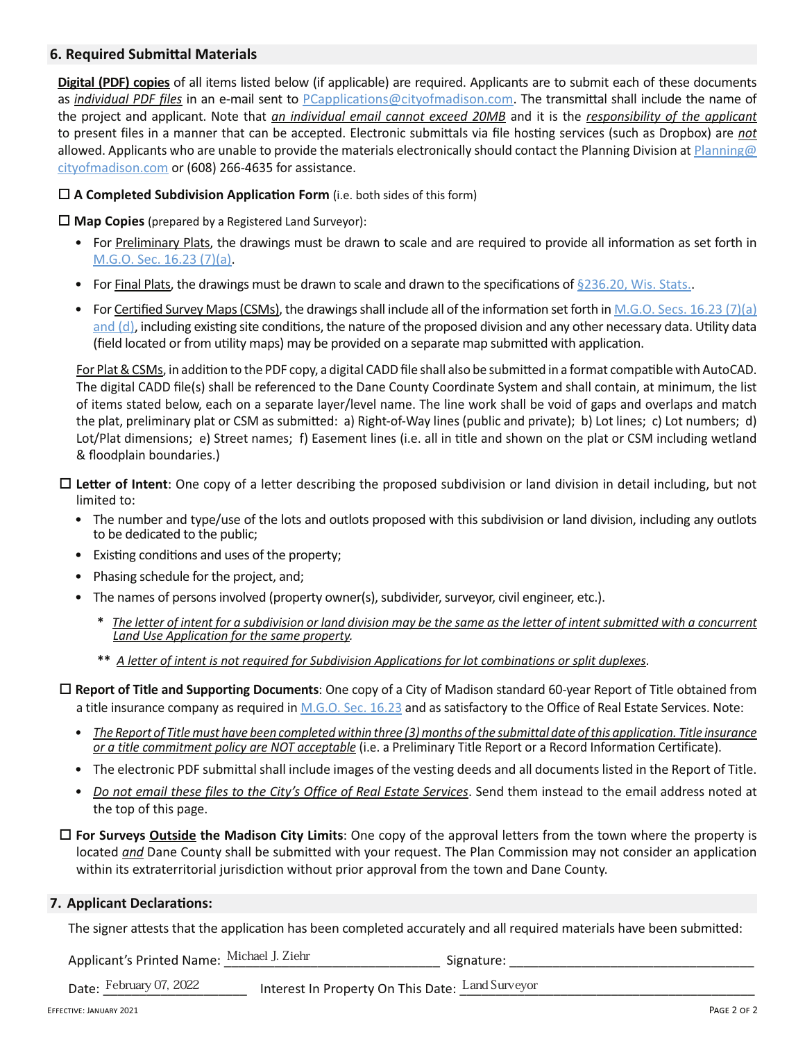## 6. Required Submittal Materials

**Digital (PDF) copies** of all items listed below (if applicable) are required. Applicants are to submit each of these documents as *individual PDF files* in an e-mail sent to PCapplications@cityofmadison.com. The transmittal shall include the name of the project and applicant. Note that *an individual email cannot exceed 20MB* and it is the *responsibility of the applicant* to present files in a manner that can be accepted. Electronic submittals via file hosting services (such as Dropbox) are *not* allowed. Applicants who are unable to provide the materials electronically should contact the Planning Division at Planning@cityofmadison.com or (608) 266-4635 for assistance.

☐ **A Completed Subdivision Application Form** (i.e. both sides of this form)

☐ **Map Copies** (prepared by a Registered Land Surveyor):

- For Preliminary Plats, the drawings must be drawn to scale and are required to provide all information as set forth in M.G.O. Sec. 16.23 (7)(a).
- For Final Plats, the drawings must be drawn to scale and drawn to the specifications of §236.20, Wis. Stats..
- For Certified Survey Maps (CSMs), the drawings shall include all of the information set forth in M.G.O. Secs. 16.23 (7)(a) and (d), including existing site conditions, the nature of the proposed division and any other necessary data. Utility data (field located or from utility maps) may be provided on a separate map submitted with application.

For Plat & CSMs, in addition to the PDF copy, a digital CADD file shall also be submitted in a format compatible with AutoCAD. The digital CADD file(s) shall be referenced to the Dane County Coordinate System and shall contain, at minimum, the list of items stated below, each on a separate layer/level name. The line work shall be void of gaps and overlaps and match the plat, preliminary plat or CSM as submitted: a) Right-of-Way lines (public and private); b) Lot lines; c) Lot numbers; d) Lot/Plat dimensions; e) Street names; f) Easement lines (i.e. all in title and shown on the plat or CSM including wetland & floodplain boundaries.)

☐ **Letter of Intent**: One copy of a letter describing the proposed subdivision or land division in detail including, but not limited to:

- The number and type/use of the lots and outlots proposed with this subdivision or land division, including any outlots to be dedicated to the public;
- Existing conditions and uses of the property;
- Phasing schedule for the project, and;
- The names of persons involved (property owner(s), subdivider, surveyor, civil engineer, etc.).

  \* *The letter of intent for a subdivision or land division may be the same as the letter of intent submitted with a concurrent Land Use Application for the same property.*

  \*\* *A letter of intent is not required for Subdivision Applications for lot combinations or split duplexes.*

☐ **Report of Title and Supporting Documents**: One copy of a City of Madison standard 60-year Report of Title obtained from a title insurance company as required in M.G.O. Sec. 16.23 and as satisfactory to the Office of Real Estate Services. Note:

- *The Report of Title must have been completed within three (3) months of the submittal date of this application. Title insurance or a title commitment policy are NOT acceptable* (i.e. a Preliminary Title Report or a Record Information Certificate).
- The electronic PDF submittal shall include images of the vesting deeds and all documents listed in the Report of Title.
- *Do not email these files to the City's Office of Real Estate Services*. Send them instead to the email address noted at the top of this page.

☐ **For Surveys Outside the Madison City Limits**: One copy of the approval letters from the town where the property is located *and* Dane County shall be submitted with your request. The Plan Commission may not consider an application within its extraterritorial jurisdiction without prior approval from the town and Dane County.

## 7. Applicant Declarations:

The signer attests that the application has been completed accurately and all required materials have been submitted:

Applicant's Printed Name: Michael J. Ziehr Signature: ____________________

Date: February 07, 2022 Interest In Property On This Date: Land Surveyor

Effective: January 2021